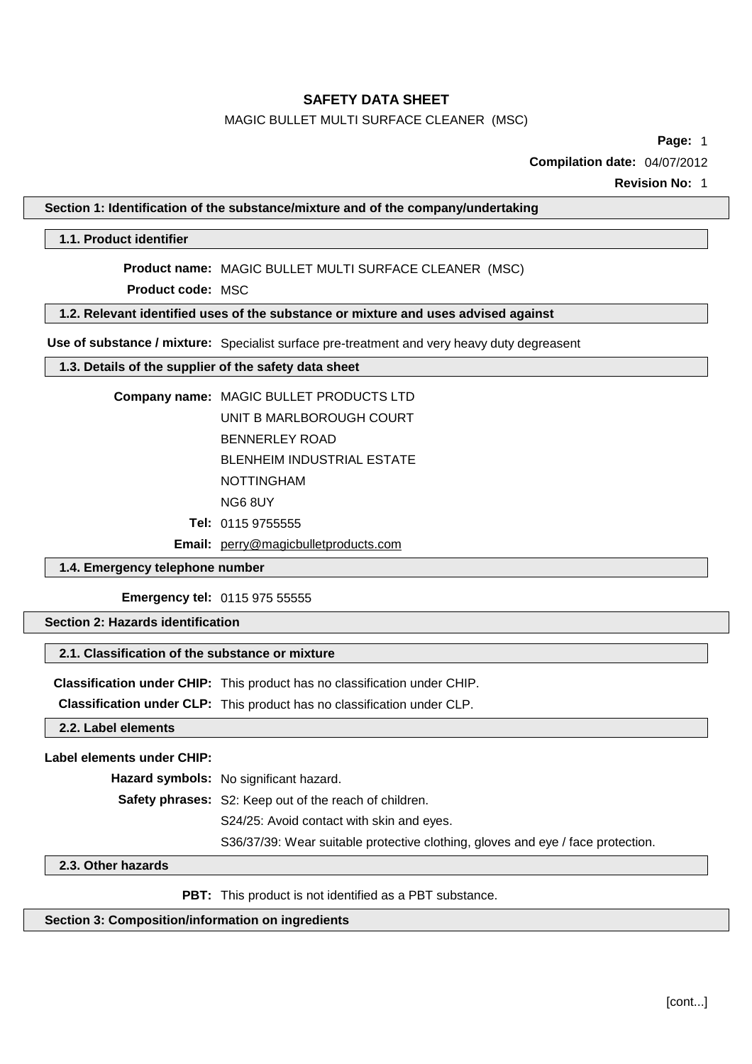# SAFETY DATA SHEET

MAGIC BULLET MULTI SURFACE CLEANER (MSC)

**Compilation date:** 04/07/2012

**Revision No:** 1

## Section 1: Identification of the substance/mixture and of the company/undertaking

### 1.1. Product identifier

**Product name:** MAGIC BULLET MULTI SURFACE CLEANER (MSC)

**Product code:** MSC

### 1.2. Relevant identified uses of the substance or mixture and uses advised against

**Use of substance / mixture:** Specialist surface pre-treatment and very heavy duty degreasent

### 1.3. Details of the supplier of the safety data sheet

**Company name:** MAGIC BULLET PRODUCTS LTD
UNIT B MARLBOROUGH COURT
BENNERLEY ROAD
BLENHEIM INDUSTRIAL ESTATE
NOTTINGHAM
NG6 8UY

**Tel:** 0115 9755555

**Email:** perry@magicbulletproducts.com

### 1.4. Emergency telephone number

**Emergency tel:** 0115 975 55555

## Section 2: Hazards identification

### 2.1. Classification of the substance or mixture

**Classification under CHIP:** This product has no classification under CHIP.

**Classification under CLP:** This product has no classification under CLP.

### 2.2. Label elements

**Label elements under CHIP:**

**Hazard symbols:** No significant hazard.

**Safety phrases:** S2: Keep out of the reach of children.
S24/25: Avoid contact with skin and eyes.
S36/37/39: Wear suitable protective clothing, gloves and eye / face protection.

### 2.3. Other hazards

**PBT:** This product is not identified as a PBT substance.

## Section 3: Composition/information on ingredients

[cont...]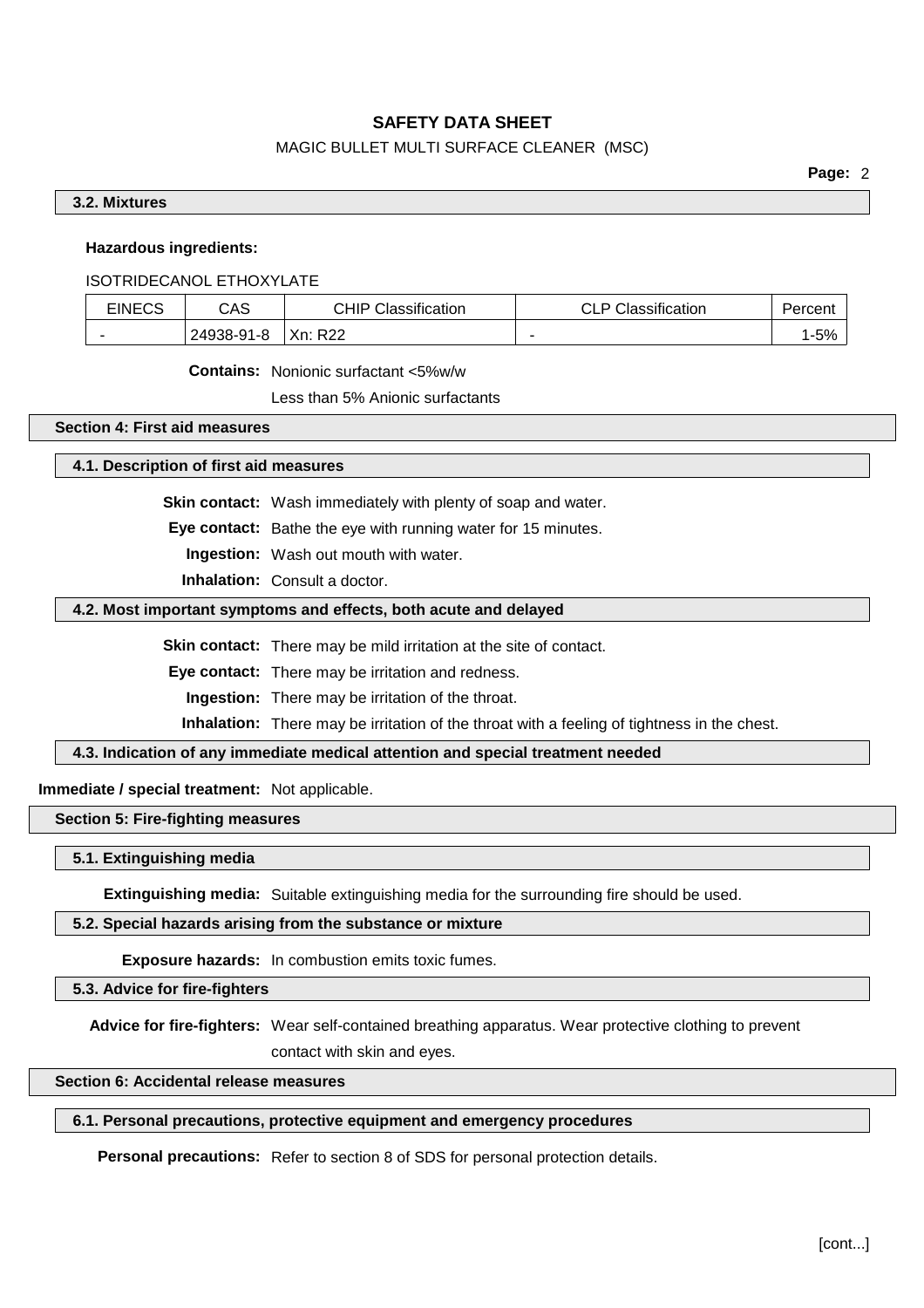### 3.2. Mixtures

**Hazardous ingredients:**

ISOTRIDECANOL ETHOXYLATE

| EINECS | CAS | CHIP Classification | CLP Classification | Percent |
|---|---|---|---|---|
| - | 24938-91-8 | Xn: R22 | - | 1-5% |

**Contains:** Nonionic surfactant <5%w/w

Less than 5% Anionic surfactants

## Section 4: First aid measures

### 4.1. Description of first aid measures

**Skin contact:** Wash immediately with plenty of soap and water.

**Eye contact:** Bathe the eye with running water for 15 minutes.

**Ingestion:** Wash out mouth with water.

**Inhalation:** Consult a doctor.

### 4.2. Most important symptoms and effects, both acute and delayed

**Skin contact:** There may be mild irritation at the site of contact.

**Eye contact:** There may be irritation and redness.

**Ingestion:** There may be irritation of the throat.

**Inhalation:** There may be irritation of the throat with a feeling of tightness in the chest.

### 4.3. Indication of any immediate medical attention and special treatment needed

**Immediate / special treatment:** Not applicable.

## Section 5: Fire-fighting measures

### 5.1. Extinguishing media

**Extinguishing media:** Suitable extinguishing media for the surrounding fire should be used.

### 5.2. Special hazards arising from the substance or mixture

**Exposure hazards:** In combustion emits toxic fumes.

### 5.3. Advice for fire-fighters

**Advice for fire-fighters:** Wear self-contained breathing apparatus. Wear protective clothing to prevent contact with skin and eyes.

## Section 6: Accidental release measures

### 6.1. Personal precautions, protective equipment and emergency procedures

**Personal precautions:** Refer to section 8 of SDS for personal protection details.

[cont...]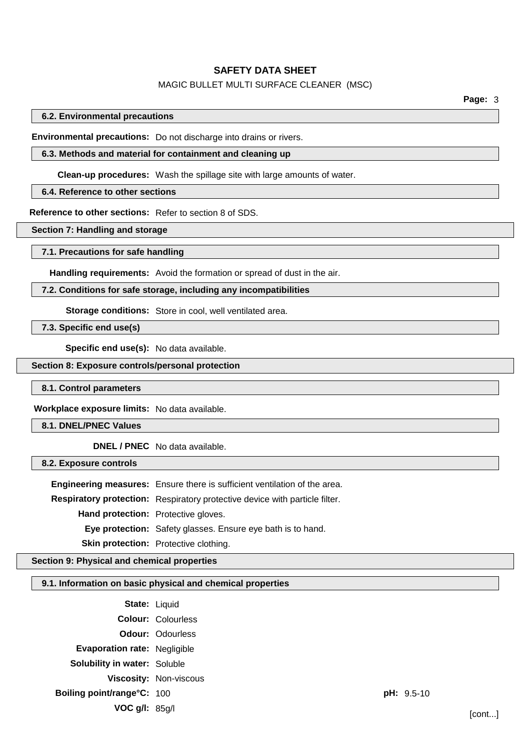### 6.2. Environmental precautions

**Environmental precautions:** Do not discharge into drains or rivers.

### 6.3. Methods and material for containment and cleaning up

**Clean-up procedures:** Wash the spillage site with large amounts of water.

### 6.4. Reference to other sections

**Reference to other sections:** Refer to section 8 of SDS.

## Section 7: Handling and storage

### 7.1. Precautions for safe handling

**Handling requirements:** Avoid the formation or spread of dust in the air.

### 7.2. Conditions for safe storage, including any incompatibilities

**Storage conditions:** Store in cool, well ventilated area.

### 7.3. Specific end use(s)

**Specific end use(s):** No data available.

## Section 8: Exposure controls/personal protection

### 8.1. Control parameters

**Workplace exposure limits:** No data available.

### 8.1. DNEL/PNEC Values

**DNEL / PNEC** No data available.

### 8.2. Exposure controls

**Engineering measures:** Ensure there is sufficient ventilation of the area.

**Respiratory protection:** Respiratory protective device with particle filter.

**Hand protection:** Protective gloves.

**Eye protection:** Safety glasses. Ensure eye bath is to hand.

**Skin protection:** Protective clothing.

## Section 9: Physical and chemical properties

### 9.1. Information on basic physical and chemical properties

**State:** Liquid

**Colour:** Colourless

**Odour:** Odourless

**Evaporation rate:** Negligible

**Solubility in water:** Soluble

**Viscosity:** Non-viscous

**Boiling point/range°C:** 100

**pH:** 9.5-10

**VOC g/l:** 85g/l

[cont...]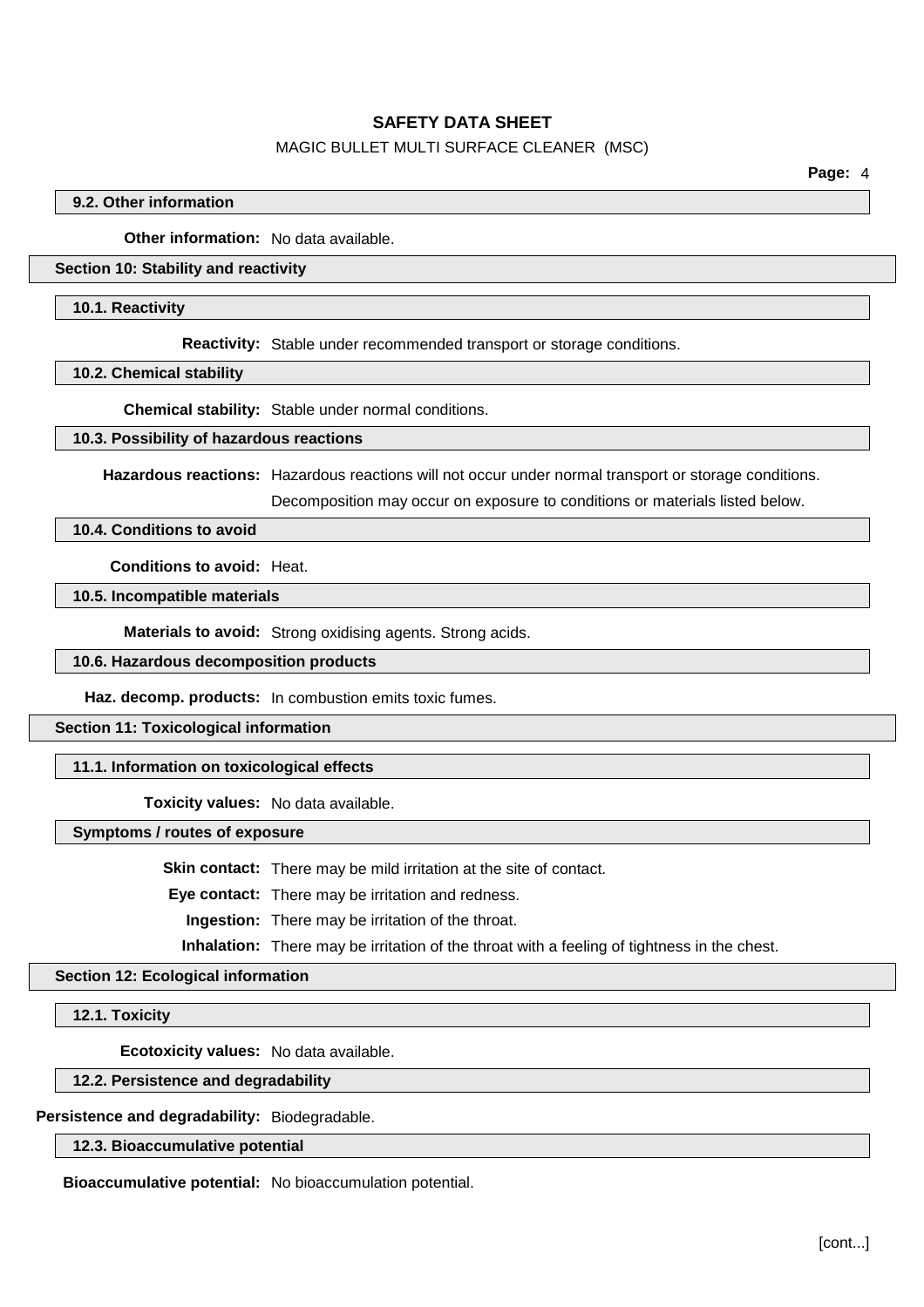### 9.2. Other information

**Other information:** No data available.

## Section 10: Stability and reactivity

### 10.1. Reactivity

**Reactivity:** Stable under recommended transport or storage conditions.

### 10.2. Chemical stability

**Chemical stability:** Stable under normal conditions.

### 10.3. Possibility of hazardous reactions

**Hazardous reactions:** Hazardous reactions will not occur under normal transport or storage conditions.

Decomposition may occur on exposure to conditions or materials listed below.

### 10.4. Conditions to avoid

**Conditions to avoid:** Heat.

### 10.5. Incompatible materials

**Materials to avoid:** Strong oxidising agents. Strong acids.

### 10.6. Hazardous decomposition products

**Haz. decomp. products:** In combustion emits toxic fumes.

## Section 11: Toxicological information

### 11.1. Information on toxicological effects

**Toxicity values:** No data available.

### Symptoms / routes of exposure

**Skin contact:** There may be mild irritation at the site of contact.

**Eye contact:** There may be irritation and redness.

**Ingestion:** There may be irritation of the throat.

**Inhalation:** There may be irritation of the throat with a feeling of tightness in the chest.

## Section 12: Ecological information

### 12.1. Toxicity

**Ecotoxicity values:** No data available.

### 12.2. Persistence and degradability

**Persistence and degradability:** Biodegradable.

### 12.3. Bioaccumulative potential

**Bioaccumulative potential:** No bioaccumulation potential.

[cont...]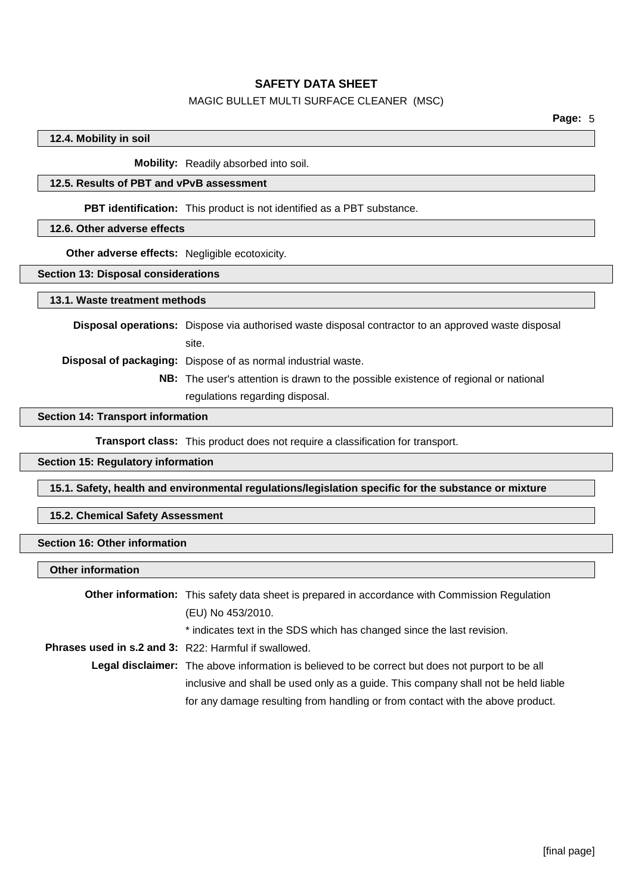### 12.4. Mobility in soil

**Mobility:** Readily absorbed into soil.

### 12.5. Results of PBT and vPvB assessment

**PBT identification:** This product is not identified as a PBT substance.

### 12.6. Other adverse effects

**Other adverse effects:** Negligible ecotoxicity.

## Section 13: Disposal considerations

### 13.1. Waste treatment methods

**Disposal operations:** Dispose via authorised waste disposal contractor to an approved waste disposal site.

**Disposal of packaging:** Dispose of as normal industrial waste.

**NB:** The user's attention is drawn to the possible existence of regional or national regulations regarding disposal.

## Section 14: Transport information

**Transport class:** This product does not require a classification for transport.

## Section 15: Regulatory information

### 15.1. Safety, health and environmental regulations/legislation specific for the substance or mixture

### 15.2. Chemical Safety Assessment

## Section 16: Other information

### Other information

**Other information:** This safety data sheet is prepared in accordance with Commission Regulation (EU) No 453/2010.

* indicates text in the SDS which has changed since the last revision.

**Phrases used in s.2 and 3:** R22: Harmful if swallowed.

**Legal disclaimer:** The above information is believed to be correct but does not purport to be all inclusive and shall be used only as a guide. This company shall not be held liable for any damage resulting from handling or from contact with the above product.

[final page]